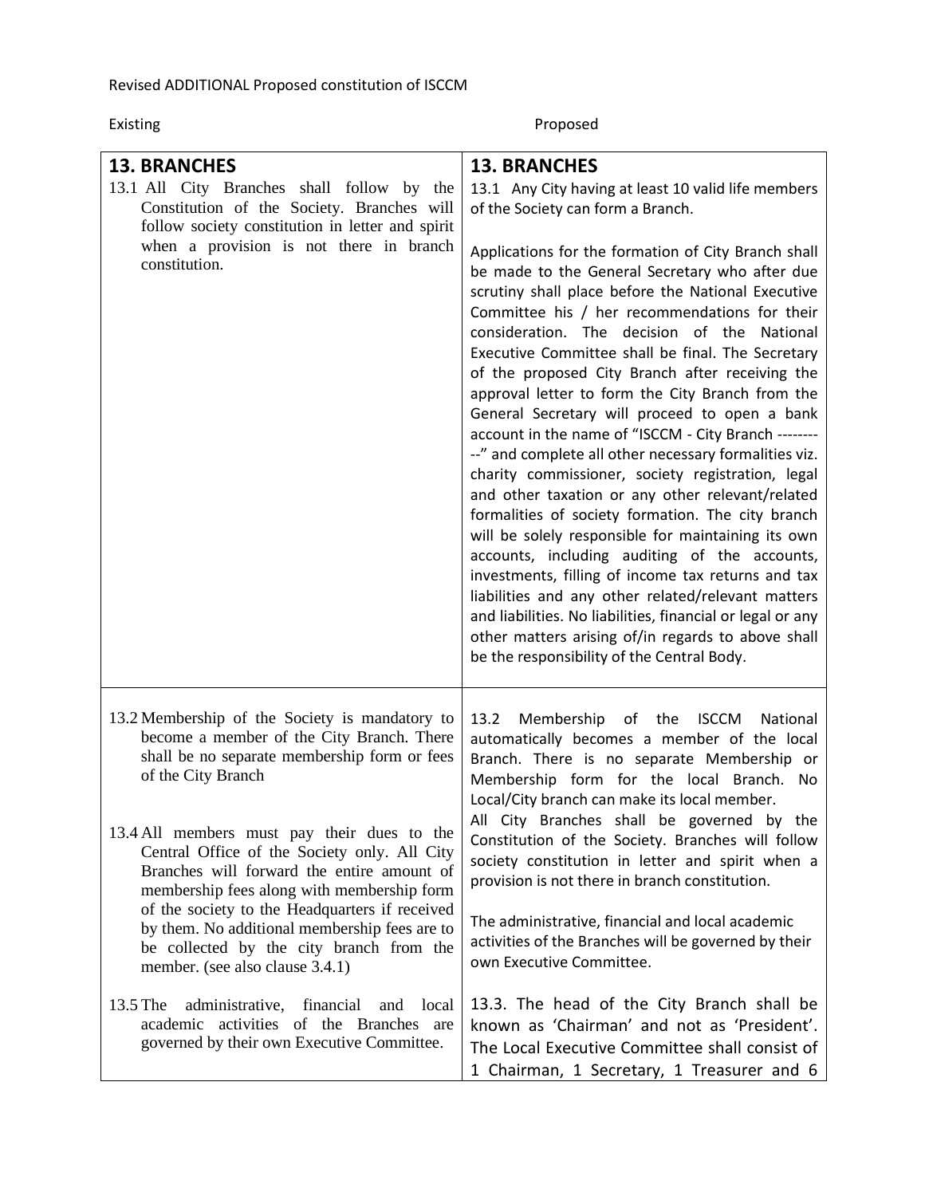Revised ADDITIONAL Proposed constitution of ISCCM

| Existing | Proposed |
|---|---|
| **13. BRANCHES**<br>13.1 All City Branches shall follow by the Constitution of the Society. Branches will follow society constitution in letter and spirit when a provision is not there in branch constitution. | **13. BRANCHES**<br>13.1 Any City having at least 10 valid life members of the Society can form a Branch.<br><br>Applications for the formation of City Branch shall be made to the General Secretary who after due scrutiny shall place before the National Executive Committee his / her recommendations for their consideration. The decision of the National Executive Committee shall be final. The Secretary of the proposed City Branch after receiving the approval letter to form the City Branch from the General Secretary will proceed to open a bank account in the name of "ISCCM - City Branch ----------" and complete all other necessary formalities viz. charity commissioner, society registration, legal and other taxation or any other relevant/related formalities of society formation. The city branch will be solely responsible for maintaining its own accounts, including auditing of the accounts, investments, filling of income tax returns and tax liabilities and any other related/relevant matters and liabilities. No liabilities, financial or legal or any other matters arising of/in regards to above shall be the responsibility of the Central Body. |
| 13.2 Membership of the Society is mandatory to become a member of the City Branch. There shall be no separate membership form or fees of the City Branch<br><br>13.4 All members must pay their dues to the Central Office of the Society only. All City Branches will forward the entire amount of membership fees along with membership form of the society to the Headquarters if received by them. No additional membership fees are to be collected by the city branch from the member. (see also clause 3.4.1)<br><br>13.5 The administrative, financial and local academic activities of the Branches are governed by their own Executive Committee. | 13.2 Membership of the ISCCM National automatically becomes a member of the local Branch. There is no separate Membership or Membership form for the local Branch. No Local/City branch can make its local member.<br>All City Branches shall be governed by the Constitution of the Society. Branches will follow society constitution in letter and spirit when a provision is not there in branch constitution.<br><br>The administrative, financial and local academic activities of the Branches will be governed by their own Executive Committee.<br><br>13.3. The head of the City Branch shall be known as 'Chairman' and not as 'President'. The Local Executive Committee shall consist of 1 Chairman, 1 Secretary, 1 Treasurer and 6 |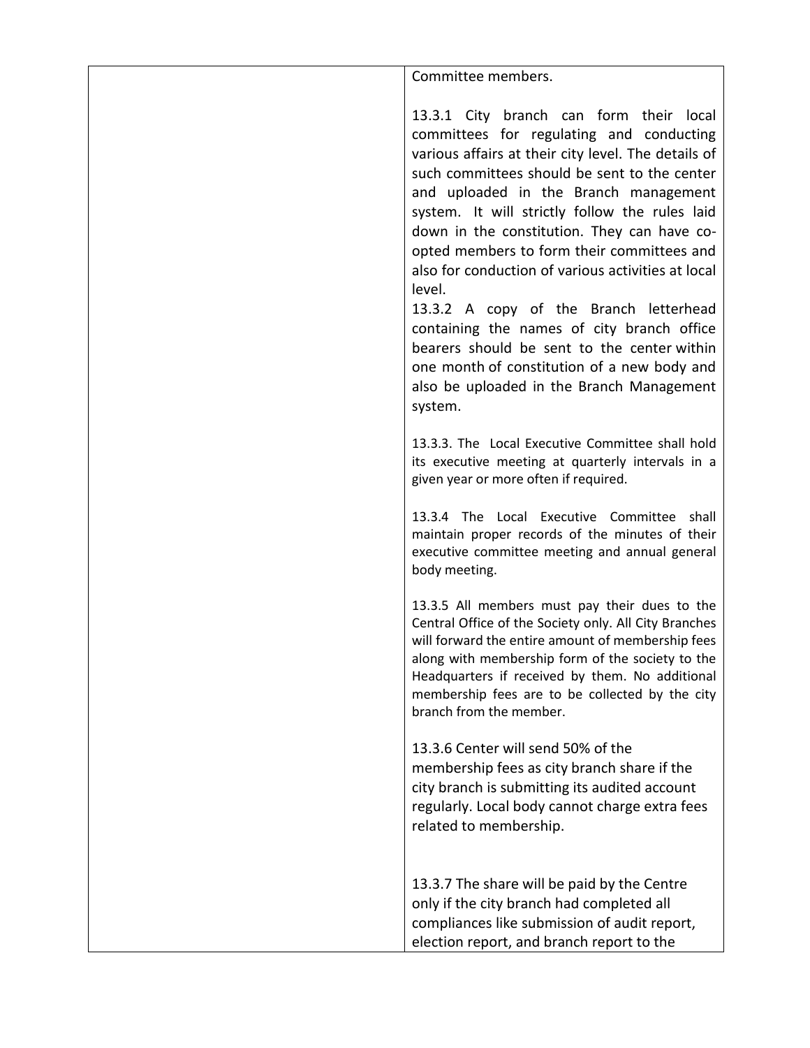| | Committee members.<br><br>13.3.1 City branch can form their local committees for regulating and conducting various affairs at their city level. The details of such committees should be sent to the center and uploaded in the Branch management system. It will strictly follow the rules laid down in the constitution. They can have co-opted members to form their committees and also for conduction of various activities at local level.<br>13.3.2 A copy of the Branch letterhead containing the names of city branch office bearers should be sent to the center within one month of constitution of a new body and also be uploaded in the Branch Management system.<br><br>13.3.3. The Local Executive Committee shall hold its executive meeting at quarterly intervals in a given year or more often if required.<br><br>13.3.4 The Local Executive Committee shall maintain proper records of the minutes of their executive committee meeting and annual general body meeting.<br><br>13.3.5 All members must pay their dues to the Central Office of the Society only. All City Branches will forward the entire amount of membership fees along with membership form of the society to the Headquarters if received by them. No additional membership fees are to be collected by the city branch from the member.<br><br>13.3.6 Center will send 50% of the membership fees as city branch share if the city branch is submitting its audited account regularly. Local body cannot charge extra fees related to membership.<br><br>13.3.7 The share will be paid by the Centre only if the city branch had completed all compliances like submission of audit report, election report, and branch report to the |
|---|---|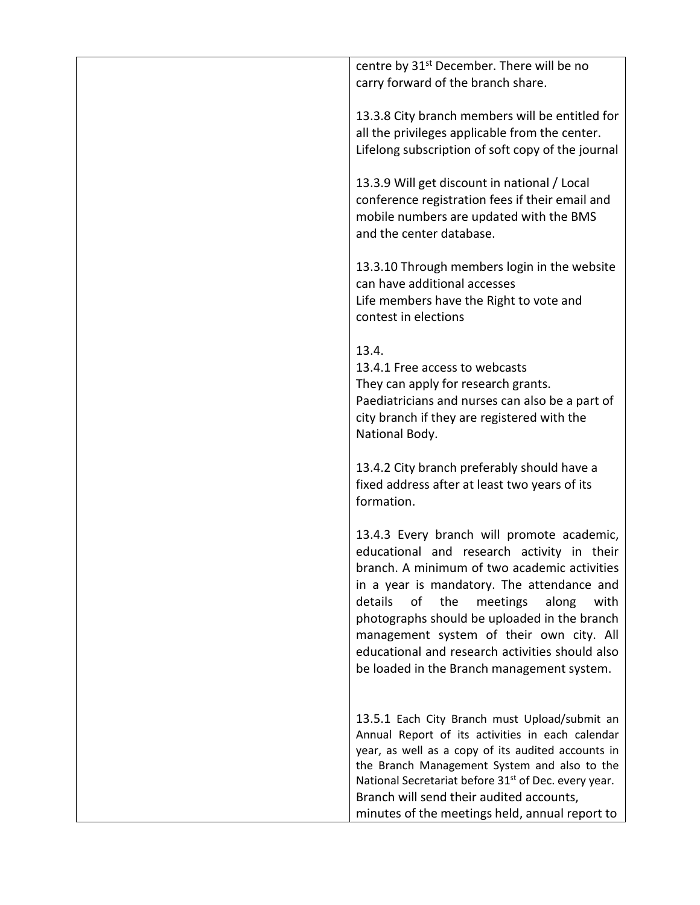| | |
|---|---|
| | centre by 31st December. There will be no carry forward of the branch share.<br><br>13.3.8 City branch members will be entitled for all the privileges applicable from the center. Lifelong subscription of soft copy of the journal<br><br>13.3.9 Will get discount in national / Local conference registration fees if their email and mobile numbers are updated with the BMS and the center database.<br><br>13.3.10 Through members login in the website can have additional accesses<br>Life members have the Right to vote and contest in elections<br><br>13.4.<br>13.4.1 Free access to webcasts<br>They can apply for research grants.<br>Paediatricians and nurses can also be a part of city branch if they are registered with the National Body.<br><br>13.4.2 City branch preferably should have a fixed address after at least two years of its formation.<br><br>13.4.3 Every branch will promote academic, educational and research activity in their branch. A minimum of two academic activities in a year is mandatory. The attendance and details of the meetings along with photographs should be uploaded in the branch management system of their own city. All educational and research activities should also be loaded in the Branch management system.<br><br>13.5.1 Each City Branch must Upload/submit an Annual Report of its activities in each calendar year, as well as a copy of its audited accounts in the Branch Management System and also to the National Secretariat before 31st of Dec. every year.<br>Branch will send their audited accounts, minutes of the meetings held, annual report to |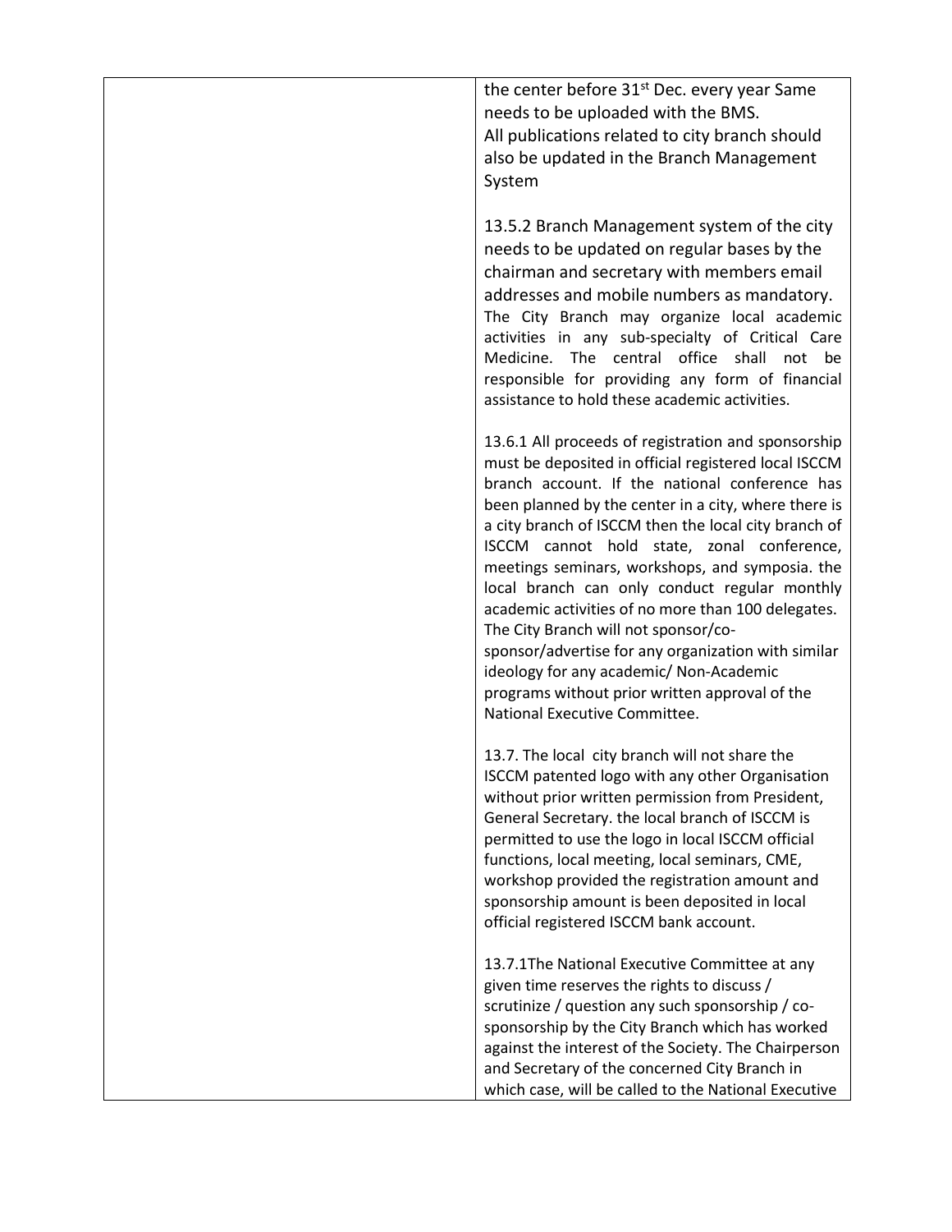| | |
|---|---|
| | the center before 31st Dec. every year Same needs to be uploaded with the BMS.<br>All publications related to city branch should also be updated in the Branch Management System<br><br>13.5.2 Branch Management system of the city needs to be updated on regular bases by the chairman and secretary with members email addresses and mobile numbers as mandatory.<br>The City Branch may organize local academic activities in any sub-specialty of Critical Care Medicine. The central office shall not be responsible for providing any form of financial assistance to hold these academic activities.<br><br>13.6.1 All proceeds of registration and sponsorship must be deposited in official registered local ISCCM branch account. If the national conference has been planned by the center in a city, where there is a city branch of ISCCM then the local city branch of ISCCM cannot hold state, zonal conference, meetings seminars, workshops, and symposia. the local branch can only conduct regular monthly academic activities of no more than 100 delegates.<br>The City Branch will not sponsor/co-sponsor/advertise for any organization with similar ideology for any academic/ Non-Academic programs without prior written approval of the National Executive Committee.<br><br>13.7. The local city branch will not share the ISCCM patented logo with any other Organisation without prior written permission from President, General Secretary. the local branch of ISCCM is permitted to use the logo in local ISCCM official functions, local meeting, local seminars, CME, workshop provided the registration amount and sponsorship amount is been deposited in local official registered ISCCM bank account.<br><br>13.7.1The National Executive Committee at any given time reserves the rights to discuss / scrutinize / question any such sponsorship / co-sponsorship by the City Branch which has worked against the interest of the Society. The Chairperson and Secretary of the concerned City Branch in which case, will be called to the National Executive |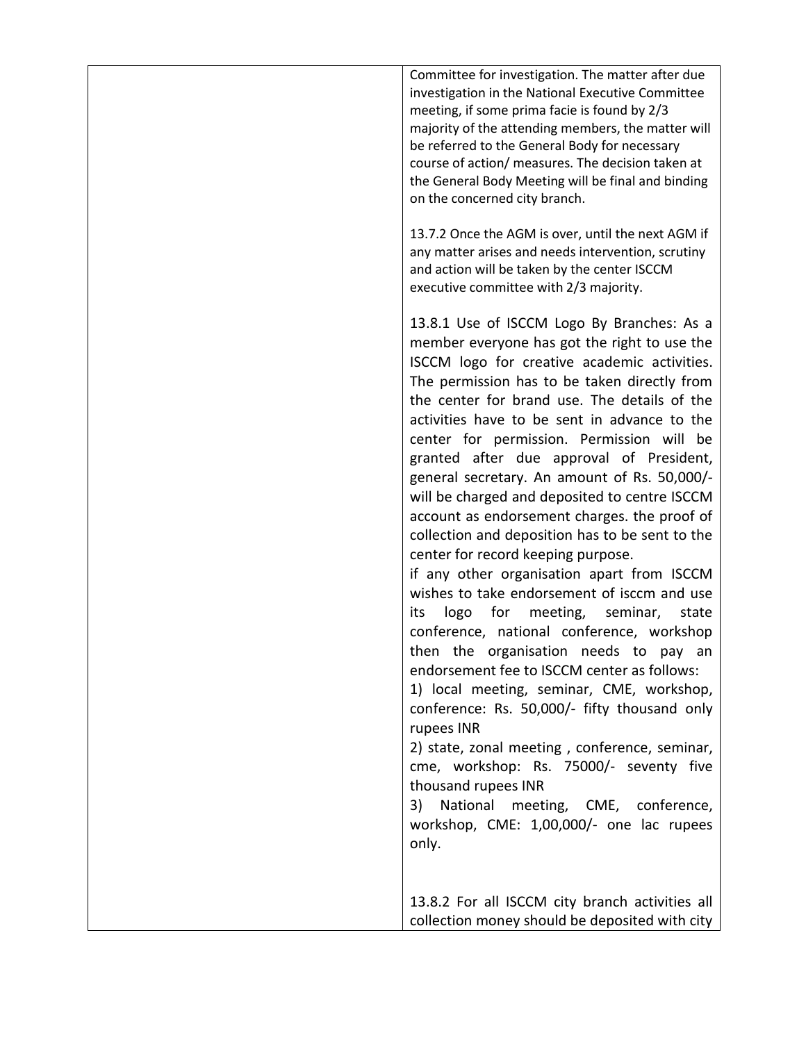| | Committee for investigation. The matter after due investigation in the National Executive Committee meeting, if some prima facie is found by 2/3 majority of the attending members, the matter will be referred to the General Body for necessary course of action/ measures. The decision taken at the General Body Meeting will be final and binding on the concerned city branch.<br><br>13.7.2 Once the AGM is over, until the next AGM if any matter arises and needs intervention, scrutiny and action will be taken by the center ISCCM executive committee with 2/3 majority.<br><br>13.8.1 Use of ISCCM Logo By Branches: As a member everyone has got the right to use the ISCCM logo for creative academic activities. The permission has to be taken directly from the center for brand use. The details of the activities have to be sent in advance to the center for permission. Permission will be granted after due approval of President, general secretary. An amount of Rs. 50,000/- will be charged and deposited to centre ISCCM account as endorsement charges. the proof of collection and deposition has to be sent to the center for record keeping purpose.<br>if any other organisation apart from ISCCM wishes to take endorsement of isccm and use its logo for meeting, seminar, state conference, national conference, workshop then the organisation needs to pay an endorsement fee to ISCCM center as follows:<br>1) local meeting, seminar, CME, workshop, conference: Rs. 50,000/- fifty thousand only rupees INR<br>2) state, zonal meeting , conference, seminar, cme, workshop: Rs. 75000/- seventy five thousand rupees INR<br>3) National meeting, CME, conference, workshop, CME: 1,00,000/- one lac rupees only.<br><br>13.8.2 For all ISCCM city branch activities all collection money should be deposited with city |
|---|---|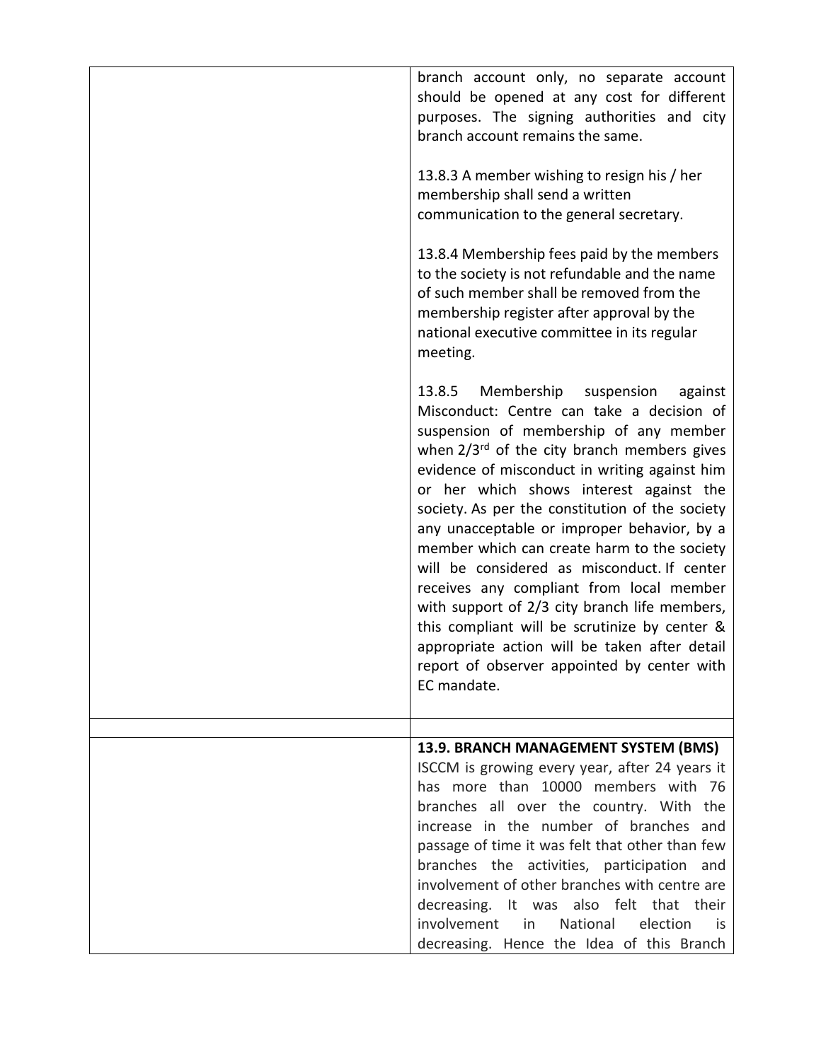| | |
|---|---|
| | branch account only, no separate account should be opened at any cost for different purposes. The signing authorities and city branch account remains the same.<br><br>13.8.3 A member wishing to resign his / her membership shall send a written communication to the general secretary.<br><br>13.8.4 Membership fees paid by the members to the society is not refundable and the name of such member shall be removed from the membership register after approval by the national executive committee in its regular meeting.<br><br>13.8.5 Membership suspension against Misconduct: Centre can take a decision of suspension of membership of any member when 2/3rd of the city branch members gives evidence of misconduct in writing against him or her which shows interest against the society. As per the constitution of the society any unacceptable or improper behavior, by a member which can create harm to the society will be considered as misconduct. If center receives any compliant from local member with support of 2/3 city branch life members, this compliant will be scrutinize by center & appropriate action will be taken after detail report of observer appointed by center with EC mandate. |
| | |
| | **13.9. BRANCH MANAGEMENT SYSTEM (BMS)**<br>ISCCM is growing every year, after 24 years it has more than 10000 members with 76 branches all over the country. With the increase in the number of branches and passage of time it was felt that other than few branches the activities, participation and involvement of other branches with centre are decreasing. It was also felt that their involvement in National election is decreasing. Hence the Idea of this Branch |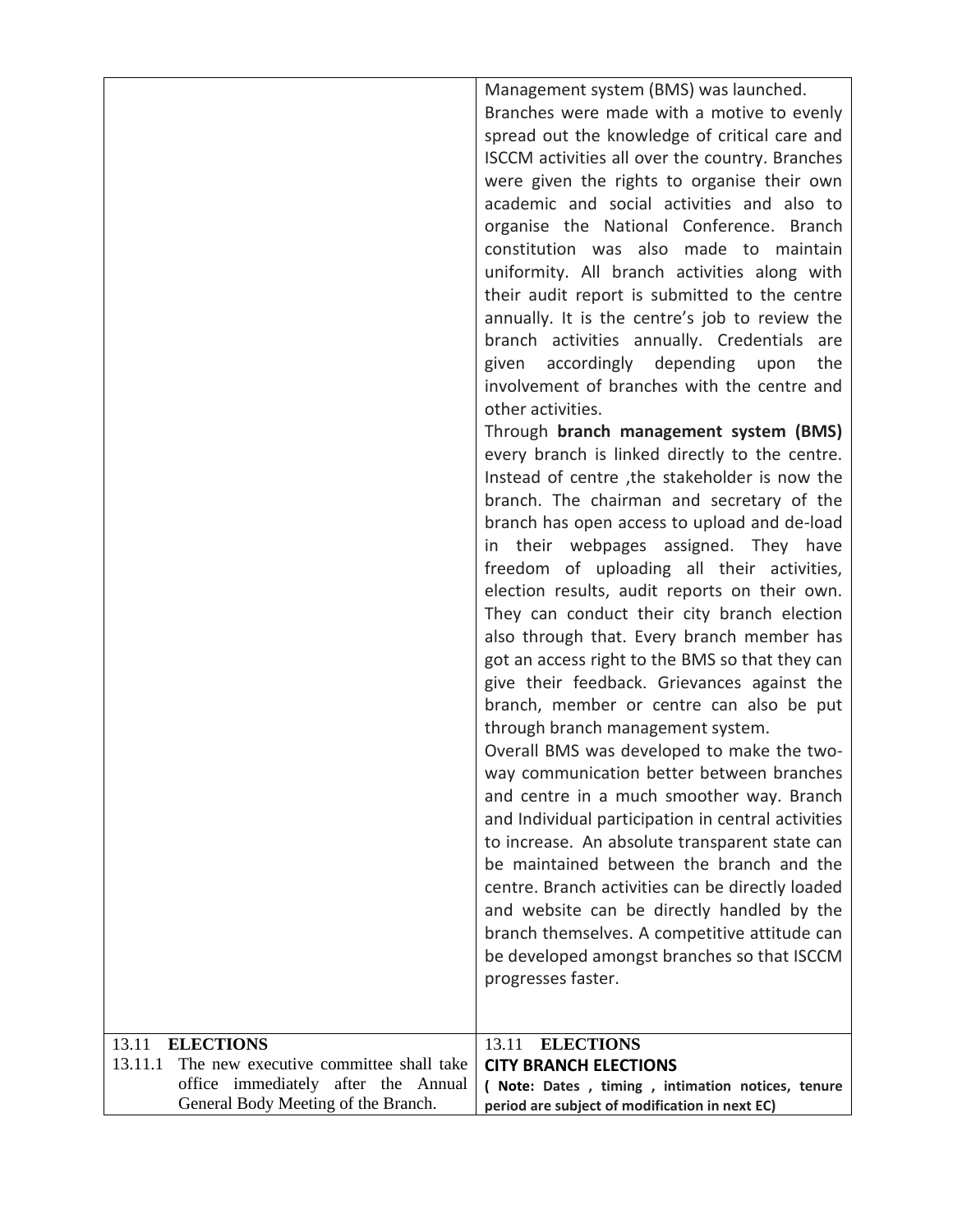| | |
|---|---|
| | Management system (BMS) was launched.<br>Branches were made with a motive to evenly spread out the knowledge of critical care and ISCCM activities all over the country. Branches were given the rights to organise their own academic and social activities and also to organise the National Conference. Branch constitution was also made to maintain uniformity. All branch activities along with their audit report is submitted to the centre annually. It is the centre's job to review the branch activities annually. Credentials are given accordingly depending upon the involvement of branches with the centre and other activities.<br>Through **branch management system (BMS)** every branch is linked directly to the centre. Instead of centre ,the stakeholder is now the branch. The chairman and secretary of the branch has open access to upload and de-load in their webpages assigned. They have freedom of uploading all their activities, election results, audit reports on their own. They can conduct their city branch election also through that. Every branch member has got an access right to the BMS so that they can give their feedback. Grievances against the branch, member or centre can also be put through branch management system.<br>Overall BMS was developed to make the two-way communication better between branches and centre in a much smoother way. Branch and Individual participation in central activities to increase. An absolute transparent state can be maintained between the branch and the centre. Branch activities can be directly loaded and website can be directly handled by the branch themselves. A competitive attitude can be developed amongst branches so that ISCCM progresses faster. |
| 13.11 **ELECTIONS**<br>13.11.1 The new executive committee shall take office immediately after the Annual General Body Meeting of the Branch. | 13.11 **ELECTIONS**<br>**CITY BRANCH ELECTIONS**<br>**( Note: Dates , timing , intimation notices, tenure period are subject of modification in next EC)** |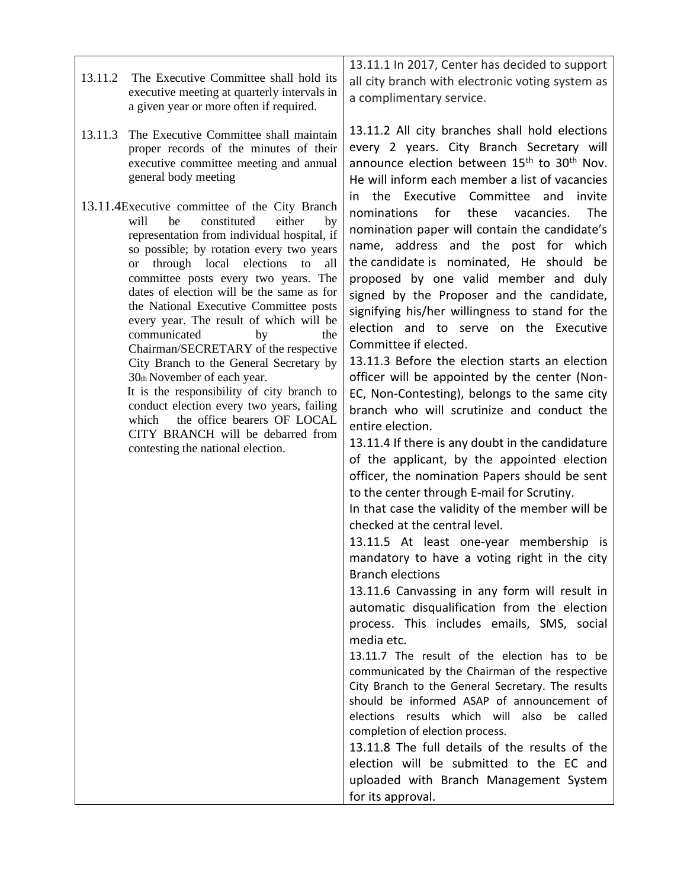| | |
|---|---|
| 13.11.2 The Executive Committee shall hold its executive meeting at quarterly intervals in a given year or more often if required.<br><br>13.11.3 The Executive Committee shall maintain proper records of the minutes of their executive committee meeting and annual general body meeting<br><br>13.11.4 Executive committee of the City Branch will be constituted either by representation from individual hospital, if so possible; by rotation every two years or through local elections to all committee posts every two years. The dates of election will be the same as for the National Executive Committee posts every year. The result of which will be communicated by the Chairman/SECRETARY of the respective City Branch to the General Secretary by 30th November of each year.<br>It is the responsibility of city branch to conduct election every two years, failing which the office bearers OF LOCAL CITY BRANCH will be debarred from contesting the national election. | 13.11.1 In 2017, Center has decided to support all city branch with electronic voting system as a complimentary service.<br><br>13.11.2 All city branches shall hold elections every 2 years. City Branch Secretary will announce election between 15th to 30th Nov. He will inform each member a list of vacancies in the Executive Committee and invite nominations for these vacancies. The nomination paper will contain the candidate's name, address and the post for which the candidate is nominated, He should be proposed by one valid member and duly signed by the Proposer and the candidate, signifying his/her willingness to stand for the election and to serve on the Executive Committee if elected.<br>13.11.3 Before the election starts an election officer will be appointed by the center (Non-EC, Non-Contesting), belongs to the same city branch who will scrutinize and conduct the entire election.<br>13.11.4 If there is any doubt in the candidature of the applicant, by the appointed election officer, the nomination Papers should be sent to the center through E-mail for Scrutiny.<br>In that case the validity of the member will be checked at the central level.<br>13.11.5 At least one-year membership is mandatory to have a voting right in the city Branch elections<br>13.11.6 Canvassing in any form will result in automatic disqualification from the election process. This includes emails, SMS, social media etc.<br>13.11.7 The result of the election has to be communicated by the Chairman of the respective City Branch to the General Secretary. The results should be informed ASAP of announcement of elections results which will also be called completion of election process.<br>13.11.8 The full details of the results of the election will be submitted to the EC and uploaded with Branch Management System for its approval. |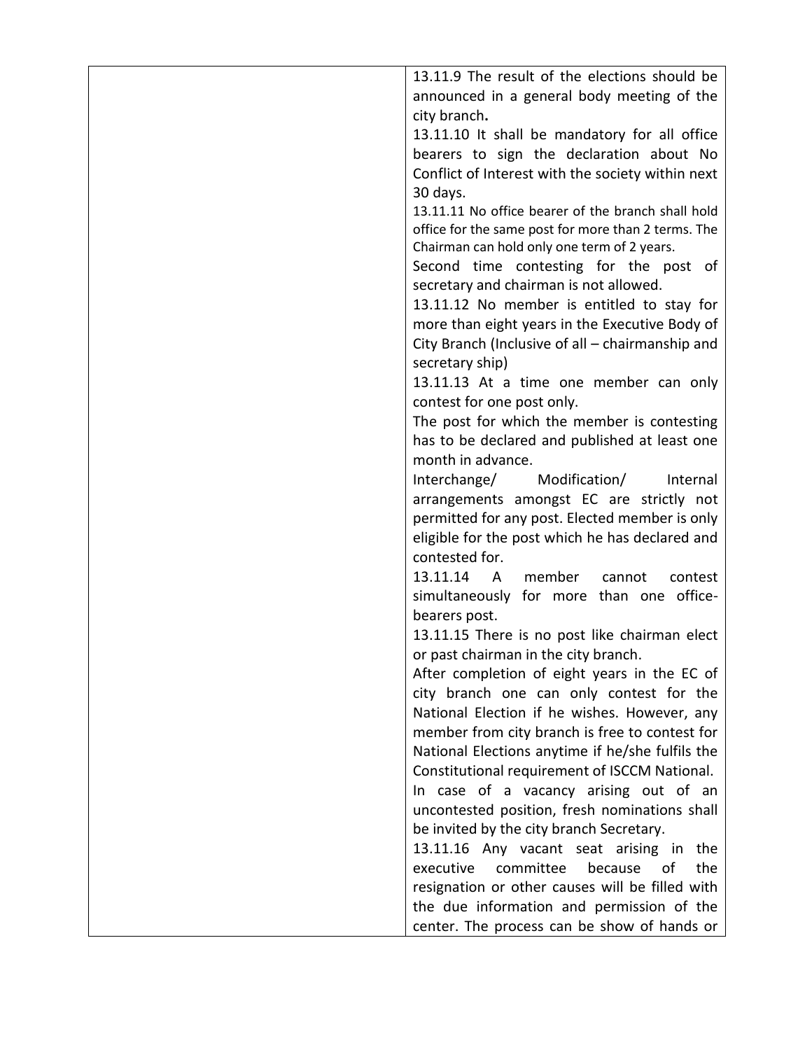| | 13.11.9 The result of the elections should be announced in a general body meeting of the city branch**.**<br>13.11.10 It shall be mandatory for all office bearers to sign the declaration about No Conflict of Interest with the society within next 30 days.<br>13.11.11 No office bearer of the branch shall hold office for the same post for more than 2 terms. The Chairman can hold only one term of 2 years.<br>Second time contesting for the post of secretary and chairman is not allowed.<br>13.11.12 No member is entitled to stay for more than eight years in the Executive Body of City Branch (Inclusive of all – chairmanship and secretary ship)<br>13.11.13 At a time one member can only contest for one post only.<br>The post for which the member is contesting has to be declared and published at least one month in advance.<br>Interchange/ Modification/ Internal arrangements amongst EC are strictly not permitted for any post. Elected member is only eligible for the post which he has declared and contested for.<br>13.11.14 A member cannot contest simultaneously for more than one office-bearers post.<br>13.11.15 There is no post like chairman elect or past chairman in the city branch.<br>After completion of eight years in the EC of city branch one can only contest for the National Election if he wishes. However, any member from city branch is free to contest for National Elections anytime if he/she fulfils the Constitutional requirement of ISCCM National.<br>In case of a vacancy arising out of an uncontested position, fresh nominations shall be invited by the city branch Secretary.<br>13.11.16 Any vacant seat arising in the executive committee because of the resignation or other causes will be filled with the due information and permission of the center. The process can be show of hands or |
|---|---|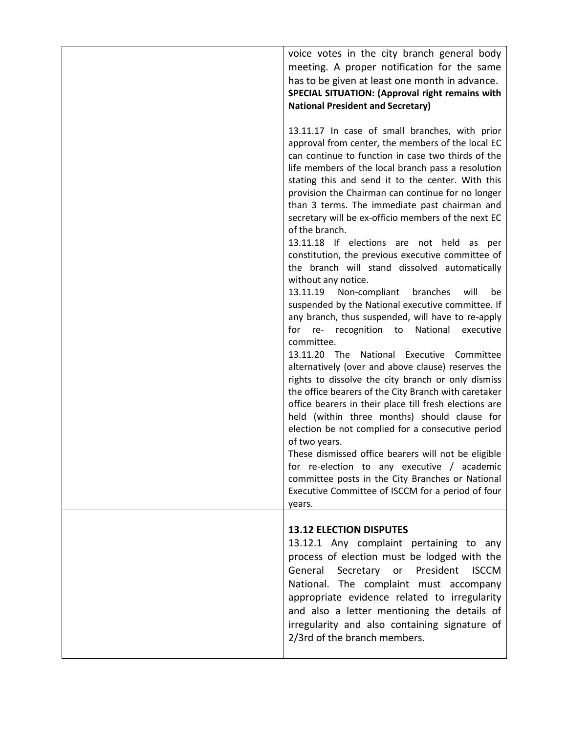| | |
|---|---|
| | voice votes in the city branch general body meeting. A proper notification for the same has to be given at least one month in advance.<br>**SPECIAL SITUATION: (Approval right remains with National President and Secretary)**<br><br>13.11.17 In case of small branches, with prior approval from center, the members of the local EC can continue to function in case two thirds of the life members of the local branch pass a resolution stating this and send it to the center. With this provision the Chairman can continue for no longer than 3 terms. The immediate past chairman and secretary will be ex-officio members of the next EC of the branch.<br>13.11.18 If elections are not held as per constitution, the previous executive committee of the branch will stand dissolved automatically without any notice.<br>13.11.19 Non-compliant branches will be suspended by the National executive committee. If any branch, thus suspended, will have to re-apply for re- recognition to National executive committee.<br>13.11.20 The National Executive Committee alternatively (over and above clause) reserves the rights to dissolve the city branch or only dismiss the office bearers of the City Branch with caretaker office bearers in their place till fresh elections are held (within three months) should clause for election be not complied for a consecutive period of two years.<br>These dismissed office bearers will not be eligible for re-election to any executive / academic committee posts in the City Branches or National Executive Committee of ISCCM for a period of four years. |
| | **13.12 ELECTION DISPUTES**<br>13.12.1 Any complaint pertaining to any process of election must be lodged with the General Secretary or President ISCCM National. The complaint must accompany appropriate evidence related to irregularity and also a letter mentioning the details of irregularity and also containing signature of 2/3rd of the branch members. |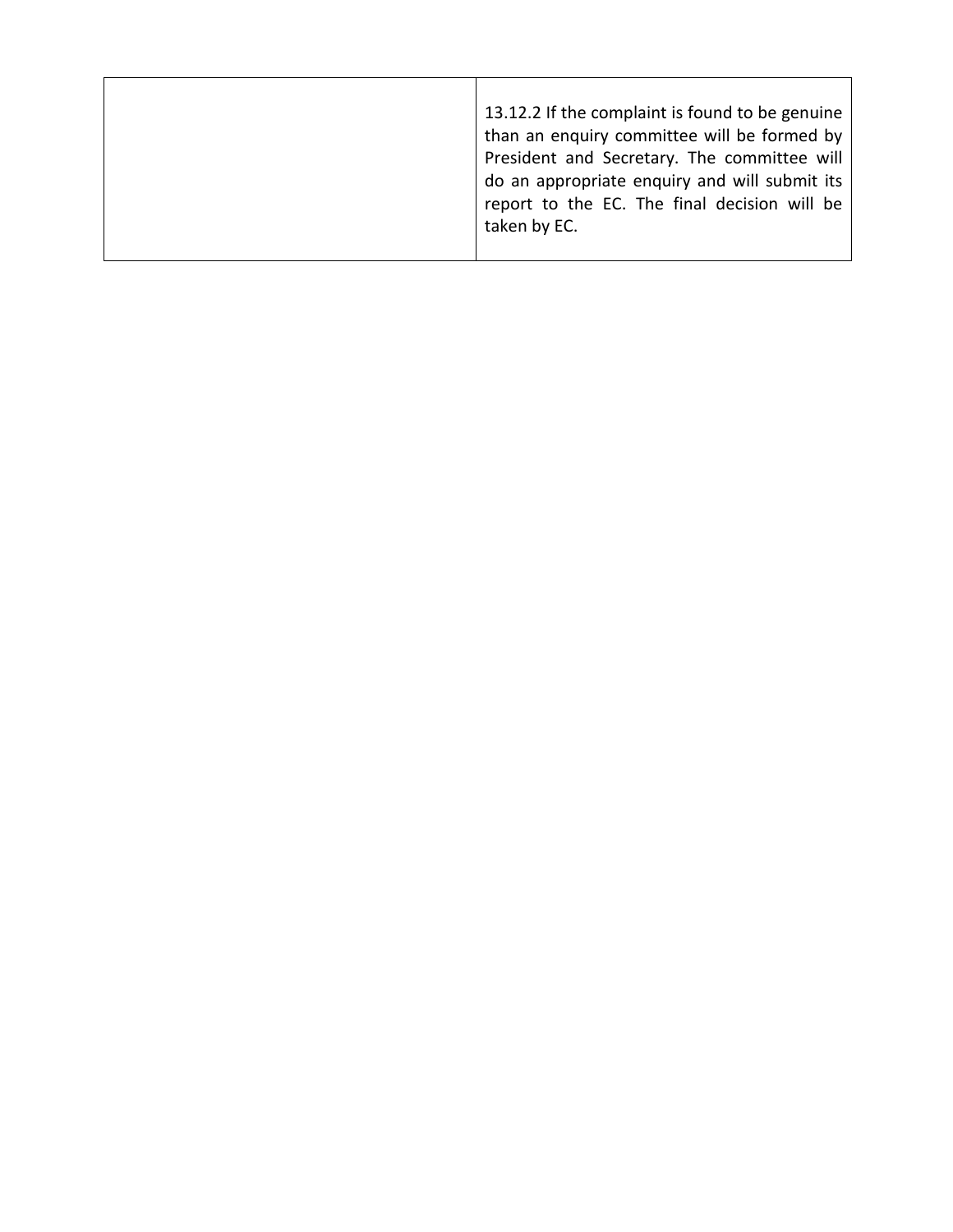| | |
|---|---|
| | 13.12.2 If the complaint is found to be genuine than an enquiry committee will be formed by President and Secretary. The committee will do an appropriate enquiry and will submit its report to the EC. The final decision will be taken by EC. |